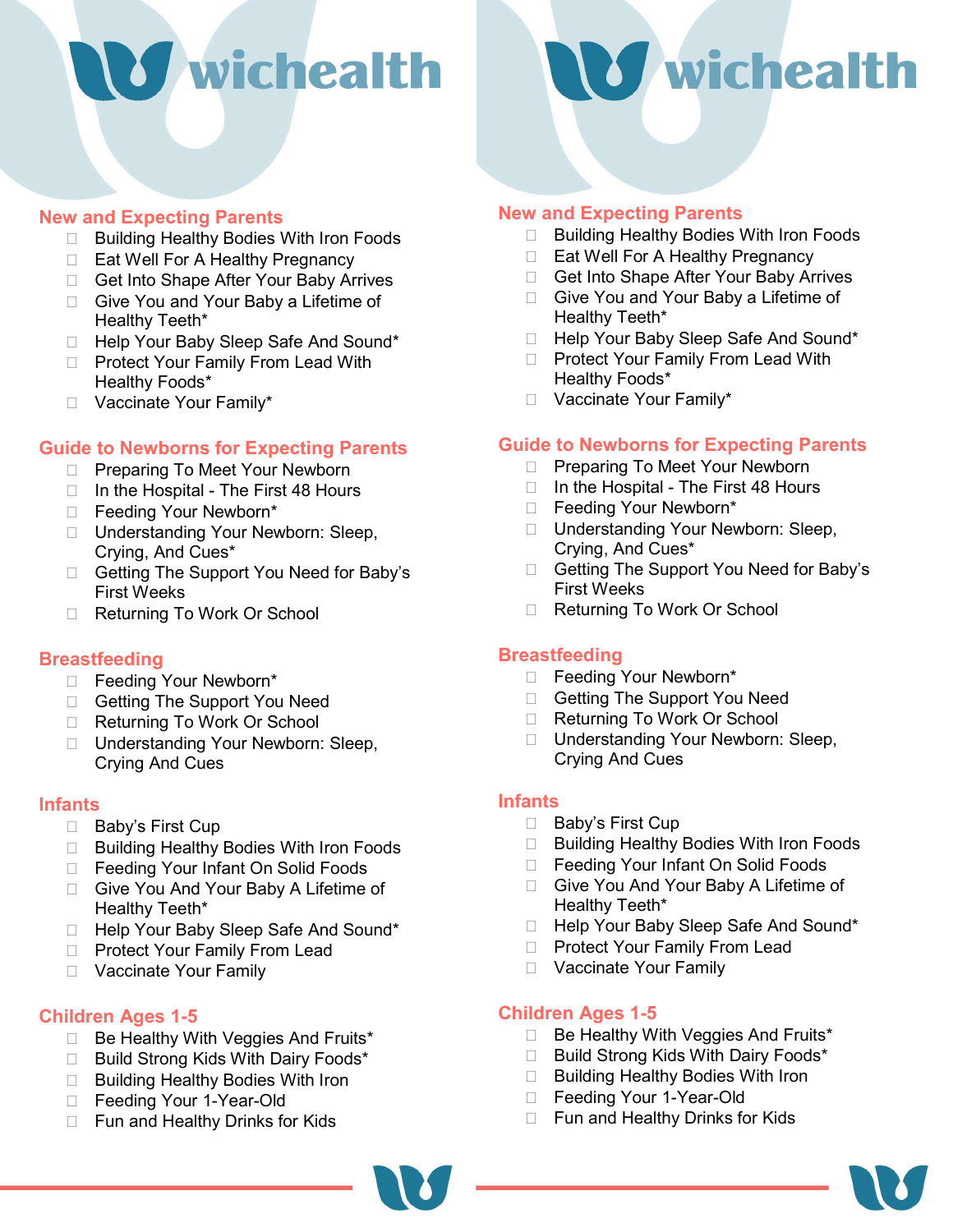wichealth

## New and Expecting Parents

- Building Healthy Bodies With Iron Foods
- Eat Well For A Healthy Pregnancy
- Get Into Shape After Your Baby Arrives
- Give You and Your Baby a Lifetime of Healthy Teeth*
- Help Your Baby Sleep Safe And Sound*
- Protect Your Family From Lead With Healthy Foods*
- Vaccinate Your Family*

## Guide to Newborns for Expecting Parents

- Preparing To Meet Your Newborn
- In the Hospital - The First 48 Hours
- Feeding Your Newborn*
- Understanding Your Newborn: Sleep, Crying, And Cues*
- Getting The Support You Need for Baby's First Weeks
- Returning To Work Or School

## Breastfeeding

- Feeding Your Newborn*
- Getting The Support You Need
- Returning To Work Or School
- Understanding Your Newborn: Sleep, Crying And Cues

## Infants

- Baby's First Cup
- Building Healthy Bodies With Iron Foods
- Feeding Your Infant On Solid Foods
- Give You And Your Baby A Lifetime of Healthy Teeth*
- Help Your Baby Sleep Safe And Sound*
- Protect Your Family From Lead
- Vaccinate Your Family

## Children Ages 1-5

- Be Healthy With Veggies And Fruits*
- Build Strong Kids With Dairy Foods*
- Building Healthy Bodies With Iron
- Feeding Your 1-Year-Old
- Fun and Healthy Drinks for Kids

---

wichealth

## New and Expecting Parents

- Building Healthy Bodies With Iron Foods
- Eat Well For A Healthy Pregnancy
- Get Into Shape After Your Baby Arrives
- Give You and Your Baby a Lifetime of Healthy Teeth*
- Help Your Baby Sleep Safe And Sound*
- Protect Your Family From Lead With Healthy Foods*
- Vaccinate Your Family*

## Guide to Newborns for Expecting Parents

- Preparing To Meet Your Newborn
- In the Hospital - The First 48 Hours
- Feeding Your Newborn*
- Understanding Your Newborn: Sleep, Crying, And Cues*
- Getting The Support You Need for Baby's First Weeks
- Returning To Work Or School

## Breastfeeding

- Feeding Your Newborn*
- Getting The Support You Need
- Returning To Work Or School
- Understanding Your Newborn: Sleep, Crying And Cues

## Infants

- Baby's First Cup
- Building Healthy Bodies With Iron Foods
- Feeding Your Infant On Solid Foods
- Give You And Your Baby A Lifetime of Healthy Teeth*
- Help Your Baby Sleep Safe And Sound*
- Protect Your Family From Lead
- Vaccinate Your Family

## Children Ages 1-5

- Be Healthy With Veggies And Fruits*
- Build Strong Kids With Dairy Foods*
- Building Healthy Bodies With Iron
- Feeding Your 1-Year-Old
- Fun and Healthy Drinks for Kids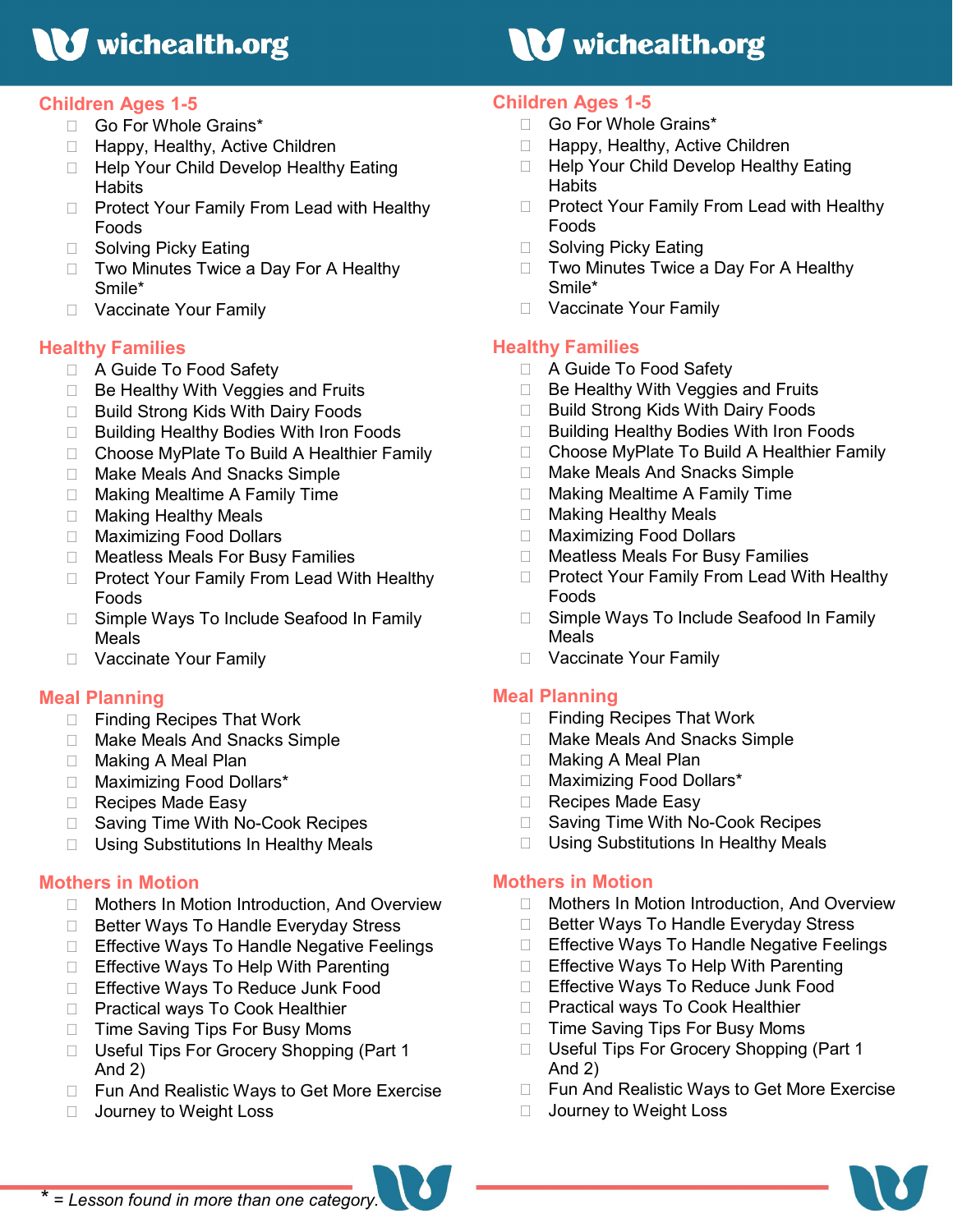## Children Ages 1-5

- Go For Whole Grains*
- Happy, Healthy, Active Children
- Help Your Child Develop Healthy Eating Habits
- Protect Your Family From Lead with Healthy Foods
- Solving Picky Eating
- Two Minutes Twice a Day For A Healthy Smile*
- Vaccinate Your Family

## Healthy Families

- A Guide To Food Safety
- Be Healthy With Veggies and Fruits
- Build Strong Kids With Dairy Foods
- Building Healthy Bodies With Iron Foods
- Choose MyPlate To Build A Healthier Family
- Make Meals And Snacks Simple
- Making Mealtime A Family Time
- Making Healthy Meals
- Maximizing Food Dollars
- Meatless Meals For Busy Families
- Protect Your Family From Lead With Healthy Foods
- Simple Ways To Include Seafood In Family Meals
- Vaccinate Your Family

## Meal Planning

- Finding Recipes That Work
- Make Meals And Snacks Simple
- Making A Meal Plan
- Maximizing Food Dollars*
- Recipes Made Easy
- Saving Time With No-Cook Recipes
- Using Substitutions In Healthy Meals

## Mothers in Motion

- Mothers In Motion Introduction, And Overview
- Better Ways To Handle Everyday Stress
- Effective Ways To Handle Negative Feelings
- Effective Ways To Help With Parenting
- Effective Ways To Reduce Junk Food
- Practical ways To Cook Healthier
- Time Saving Tips For Busy Moms
- Useful Tips For Grocery Shopping (Part 1 And 2)
- Fun And Realistic Ways to Get More Exercise
- Journey to Weight Loss

## Children Ages 1-5

- Go For Whole Grains*
- Happy, Healthy, Active Children
- Help Your Child Develop Healthy Eating Habits
- Protect Your Family From Lead with Healthy Foods
- Solving Picky Eating
- Two Minutes Twice a Day For A Healthy Smile*
- Vaccinate Your Family

## Healthy Families

- A Guide To Food Safety
- Be Healthy With Veggies and Fruits
- Build Strong Kids With Dairy Foods
- Building Healthy Bodies With Iron Foods
- Choose MyPlate To Build A Healthier Family
- Make Meals And Snacks Simple
- Making Mealtime A Family Time
- Making Healthy Meals
- Maximizing Food Dollars
- Meatless Meals For Busy Families
- Protect Your Family From Lead With Healthy Foods
- Simple Ways To Include Seafood In Family Meals
- Vaccinate Your Family

## Meal Planning

- Finding Recipes That Work
- Make Meals And Snacks Simple
- Making A Meal Plan
- Maximizing Food Dollars*
- Recipes Made Easy
- Saving Time With No-Cook Recipes
- Using Substitutions In Healthy Meals

## Mothers in Motion

- Mothers In Motion Introduction, And Overview
- Better Ways To Handle Everyday Stress
- Effective Ways To Handle Negative Feelings
- Effective Ways To Help With Parenting
- Effective Ways To Reduce Junk Food
- Practical ways To Cook Healthier
- Time Saving Tips For Busy Moms
- Useful Tips For Grocery Shopping (Part 1 And 2)
- Fun And Realistic Ways to Get More Exercise
- Journey to Weight Loss

*\* = Lesson found in more than one category.*